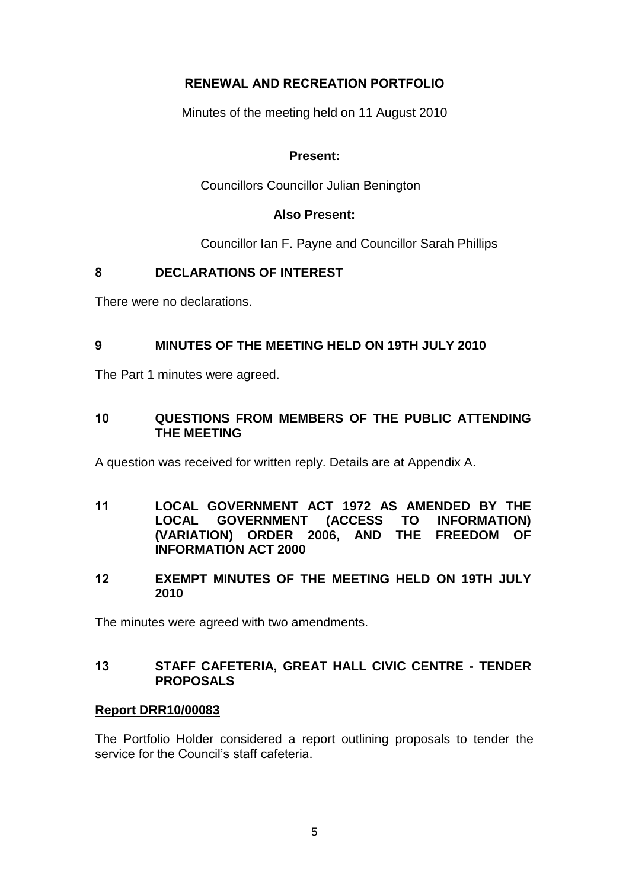# RENEWAL AND RECREATION PORTFOLIO

Minutes of the meeting held on 11 August 2010

**Present:**

Councillors Councillor Julian Benington

**Also Present:**

Councillor Ian F. Payne and Councillor Sarah Phillips

## 8 DECLARATIONS OF INTEREST

There were no declarations.

## 9 MINUTES OF THE MEETING HELD ON 19TH JULY 2010

The Part 1 minutes were agreed.

## 10 QUESTIONS FROM MEMBERS OF THE PUBLIC ATTENDING THE MEETING

A question was received for written reply. Details are at Appendix A.

## 11 LOCAL GOVERNMENT ACT 1972 AS AMENDED BY THE LOCAL GOVERNMENT (ACCESS TO INFORMATION) (VARIATION) ORDER 2006, AND THE FREEDOM OF INFORMATION ACT 2000

## 12 EXEMPT MINUTES OF THE MEETING HELD ON 19TH JULY 2010

The minutes were agreed with two amendments.

## 13 STAFF CAFETERIA, GREAT HALL CIVIC CENTRE - TENDER PROPOSALS

**Report DRR10/00083**

The Portfolio Holder considered a report outlining proposals to tender the service for the Council's staff cafeteria.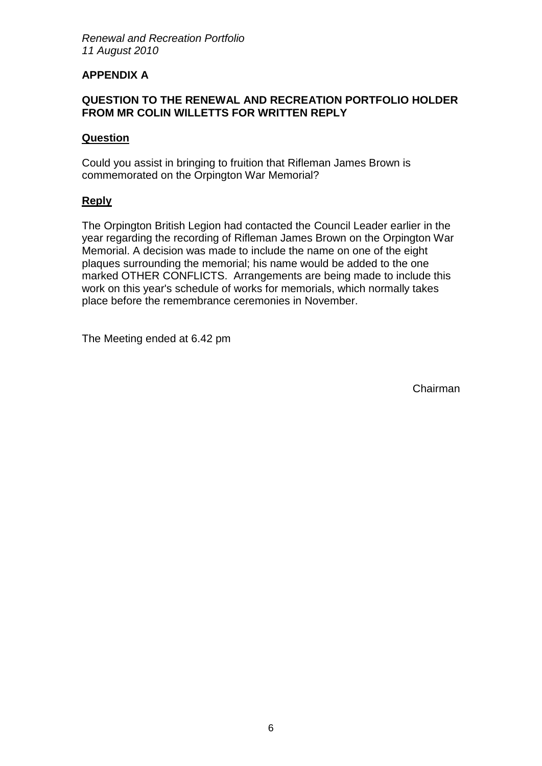## APPENDIX A

### QUESTION TO THE RENEWAL AND RECREATION PORTFOLIO HOLDER FROM MR COLIN WILLETTS FOR WRITTEN REPLY

**Question**

Could you assist in bringing to fruition that Rifleman James Brown is commemorated on the Orpington War Memorial?

**Reply**

The Orpington British Legion had contacted the Council Leader earlier in the year regarding the recording of Rifleman James Brown on the Orpington War Memorial. A decision was made to include the name on one of the eight plaques surrounding the memorial; his name would be added to the one marked OTHER CONFLICTS. Arrangements are being made to include this work on this year's schedule of works for memorials, which normally takes place before the remembrance ceremonies in November.

The Meeting ended at 6.42 pm

Chairman